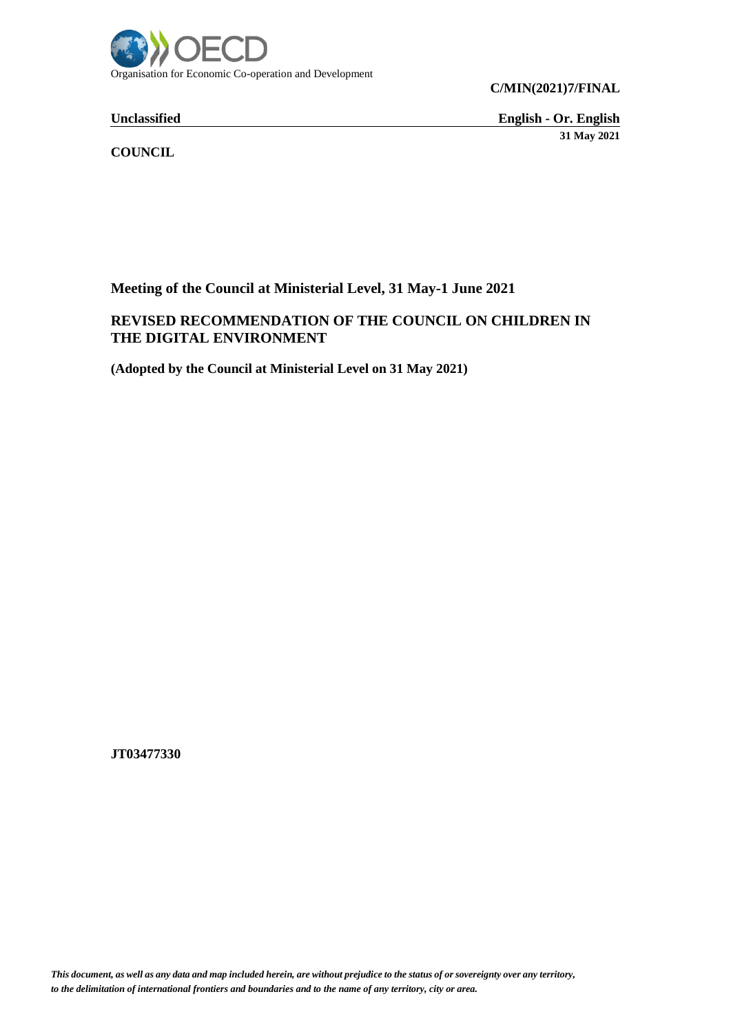Organisation for Economic Co-operation and Development

**C/MIN(2021)7/FINAL**

**Unclassified** **English - Or. English**

**31 May 2021**

**COUNCIL**

**Meeting of the Council at Ministerial Level, 31 May-1 June 2021**

**REVISED RECOMMENDATION OF THE COUNCIL ON CHILDREN IN THE DIGITAL ENVIRONMENT**

**(Adopted by the Council at Ministerial Level on 31 May 2021)**

**JT03477330**

*This document, as well as any data and map included herein, are without prejudice to the status of or sovereignty over any territory, to the delimitation of international frontiers and boundaries and to the name of any territory, city or area.*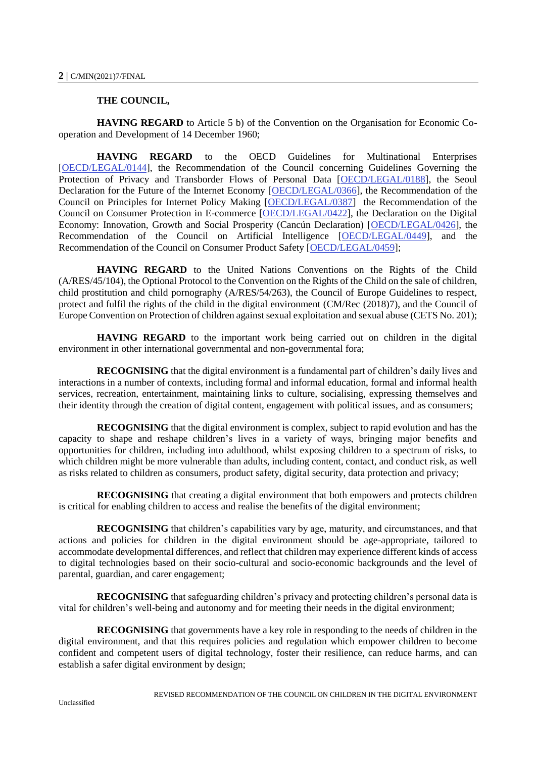**THE COUNCIL,**

**HAVING REGARD** to Article 5 b) of the Convention on the Organisation for Economic Co-operation and Development of 14 December 1960;

**HAVING REGARD** to the OECD Guidelines for Multinational Enterprises [OECD/LEGAL/0144], the Recommendation of the Council concerning Guidelines Governing the Protection of Privacy and Transborder Flows of Personal Data [OECD/LEGAL/0188], the Seoul Declaration for the Future of the Internet Economy [OECD/LEGAL/0366], the Recommendation of the Council on Principles for Internet Policy Making [OECD/LEGAL/0387] the Recommendation of the Council on Consumer Protection in E-commerce [OECD/LEGAL/0422], the Declaration on the Digital Economy: Innovation, Growth and Social Prosperity (Cancún Declaration) [OECD/LEGAL/0426], the Recommendation of the Council on Artificial Intelligence [OECD/LEGAL/0449], and the Recommendation of the Council on Consumer Product Safety [OECD/LEGAL/0459];

**HAVING REGARD** to the United Nations Conventions on the Rights of the Child (A/RES/45/104), the Optional Protocol to the Convention on the Rights of the Child on the sale of children, child prostitution and child pornography (A/RES/54/263), the Council of Europe Guidelines to respect, protect and fulfil the rights of the child in the digital environment (CM/Rec (2018)7), and the Council of Europe Convention on Protection of children against sexual exploitation and sexual abuse (CETS No. 201);

**HAVING REGARD** to the important work being carried out on children in the digital environment in other international governmental and non-governmental fora;

**RECOGNISING** that the digital environment is a fundamental part of children's daily lives and interactions in a number of contexts, including formal and informal education, formal and informal health services, recreation, entertainment, maintaining links to culture, socialising, expressing themselves and their identity through the creation of digital content, engagement with political issues, and as consumers;

**RECOGNISING** that the digital environment is complex, subject to rapid evolution and has the capacity to shape and reshape children's lives in a variety of ways, bringing major benefits and opportunities for children, including into adulthood, whilst exposing children to a spectrum of risks, to which children might be more vulnerable than adults, including content, contact, and conduct risk, as well as risks related to children as consumers, product safety, digital security, data protection and privacy;

**RECOGNISING** that creating a digital environment that both empowers and protects children is critical for enabling children to access and realise the benefits of the digital environment;

**RECOGNISING** that children's capabilities vary by age, maturity, and circumstances, and that actions and policies for children in the digital environment should be age-appropriate, tailored to accommodate developmental differences, and reflect that children may experience different kinds of access to digital technologies based on their socio-cultural and socio-economic backgrounds and the level of parental, guardian, and carer engagement;

**RECOGNISING** that safeguarding children's privacy and protecting children's personal data is vital for children's well-being and autonomy and for meeting their needs in the digital environment;

**RECOGNISING** that governments have a key role in responding to the needs of children in the digital environment, and that this requires policies and regulation which empower children to become confident and competent users of digital technology, foster their resilience, can reduce harms, and can establish a safer digital environment by design;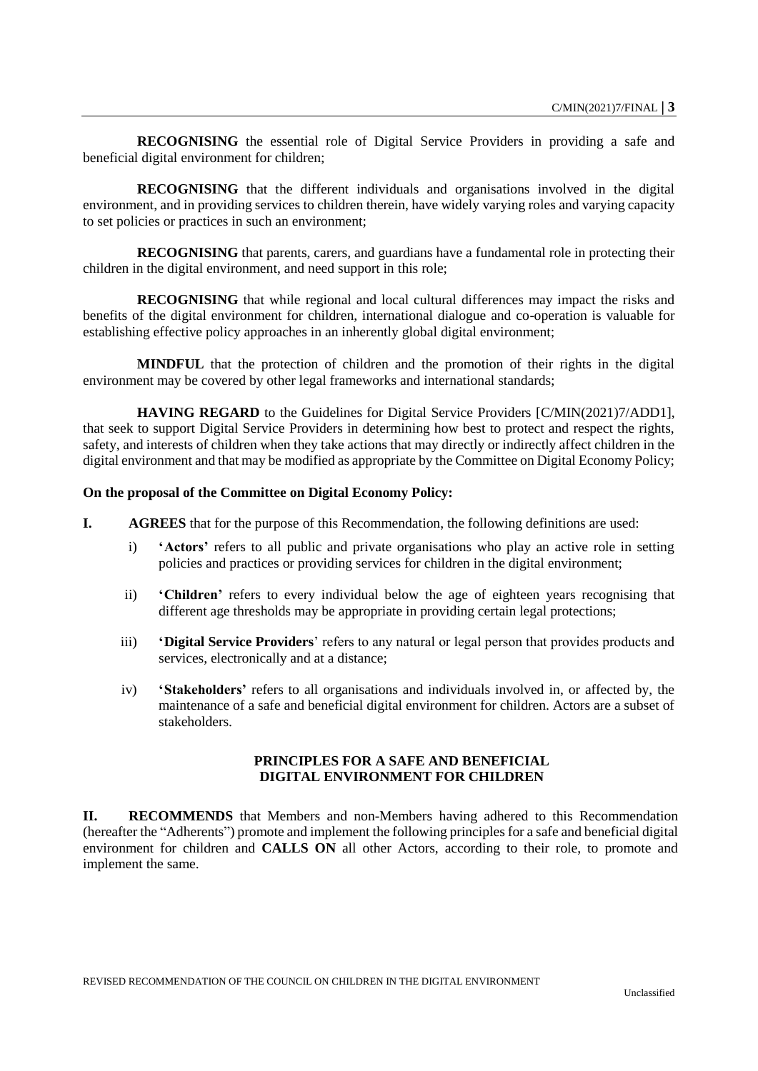**RECOGNISING** the essential role of Digital Service Providers in providing a safe and beneficial digital environment for children;

**RECOGNISING** that the different individuals and organisations involved in the digital environment, and in providing services to children therein, have widely varying roles and varying capacity to set policies or practices in such an environment;

**RECOGNISING** that parents, carers, and guardians have a fundamental role in protecting their children in the digital environment, and need support in this role;

**RECOGNISING** that while regional and local cultural differences may impact the risks and benefits of the digital environment for children, international dialogue and co-operation is valuable for establishing effective policy approaches in an inherently global digital environment;

**MINDFUL** that the protection of children and the promotion of their rights in the digital environment may be covered by other legal frameworks and international standards;

**HAVING REGARD** to the Guidelines for Digital Service Providers [C/MIN(2021)7/ADD1], that seek to support Digital Service Providers in determining how best to protect and respect the rights, safety, and interests of children when they take actions that may directly or indirectly affect children in the digital environment and that may be modified as appropriate by the Committee on Digital Economy Policy;

**On the proposal of the Committee on Digital Economy Policy:**

**I.** **AGREES** that for the purpose of this Recommendation, the following definitions are used:

i) **'Actors'** refers to all public and private organisations who play an active role in setting policies and practices or providing services for children in the digital environment;

ii) **'Children'** refers to every individual below the age of eighteen years recognising that different age thresholds may be appropriate in providing certain legal protections;

iii) **'Digital Service Providers'** refers to any natural or legal person that provides products and services, electronically and at a distance;

iv) **'Stakeholders'** refers to all organisations and individuals involved in, or affected by, the maintenance of a safe and beneficial digital environment for children. Actors are a subset of stakeholders.

## PRINCIPLES FOR A SAFE AND BENEFICIAL DIGITAL ENVIRONMENT FOR CHILDREN

**II.** **RECOMMENDS** that Members and non-Members having adhered to this Recommendation (hereafter the "Adherents") promote and implement the following principles for a safe and beneficial digital environment for children and **CALLS ON** all other Actors, according to their role, to promote and implement the same.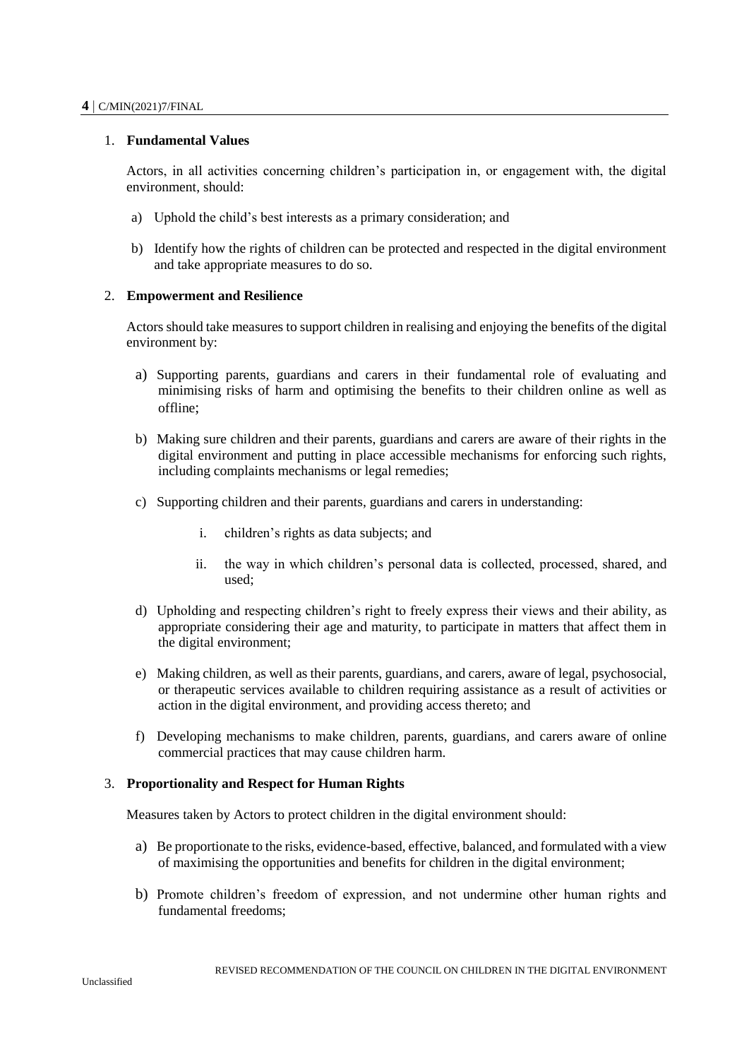1. **Fundamental Values**

   Actors, in all activities concerning children's participation in, or engagement with, the digital environment, should:

   a) Uphold the child's best interests as a primary consideration; and

   b) Identify how the rights of children can be protected and respected in the digital environment and take appropriate measures to do so.

2. **Empowerment and Resilience**

   Actors should take measures to support children in realising and enjoying the benefits of the digital environment by:

   a) Supporting parents, guardians and carers in their fundamental role of evaluating and minimising risks of harm and optimising the benefits to their children online as well as offline;

   b) Making sure children and their parents, guardians and carers are aware of their rights in the digital environment and putting in place accessible mechanisms for enforcing such rights, including complaints mechanisms or legal remedies;

   c) Supporting children and their parents, guardians and carers in understanding:

      i. children's rights as data subjects; and

      ii. the way in which children's personal data is collected, processed, shared, and used;

   d) Upholding and respecting children's right to freely express their views and their ability, as appropriate considering their age and maturity, to participate in matters that affect them in the digital environment;

   e) Making children, as well as their parents, guardians, and carers, aware of legal, psychosocial, or therapeutic services available to children requiring assistance as a result of activities or action in the digital environment, and providing access thereto; and

   f) Developing mechanisms to make children, parents, guardians, and carers aware of online commercial practices that may cause children harm.

3. **Proportionality and Respect for Human Rights**

   Measures taken by Actors to protect children in the digital environment should:

   a) Be proportionate to the risks, evidence-based, effective, balanced, and formulated with a view of maximising the opportunities and benefits for children in the digital environment;

   b) Promote children's freedom of expression, and not undermine other human rights and fundamental freedoms;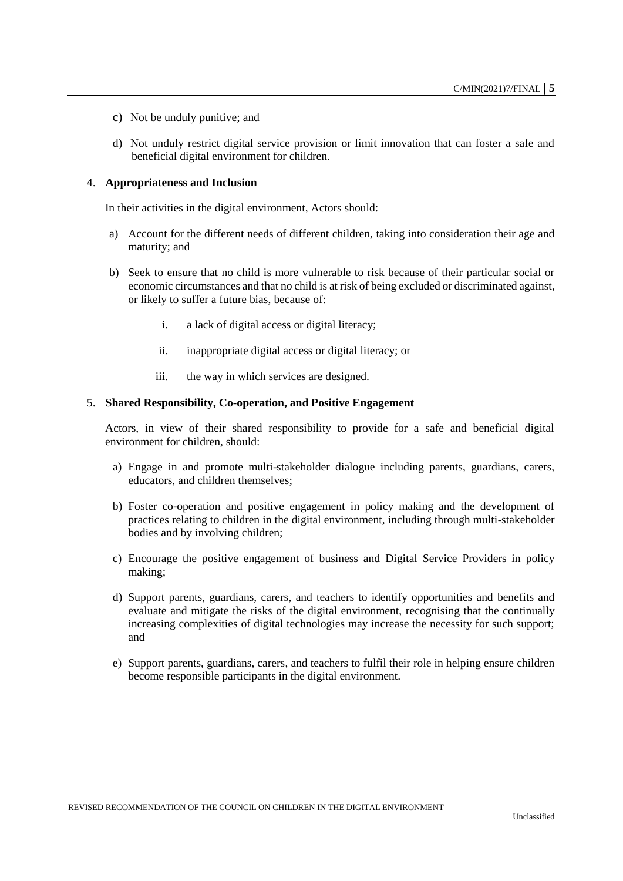c) Not be unduly punitive; and

d) Not unduly restrict digital service provision or limit innovation that can foster a safe and beneficial digital environment for children.

4. **Appropriateness and Inclusion**

In their activities in the digital environment, Actors should:

a) Account for the different needs of different children, taking into consideration their age and maturity; and

b) Seek to ensure that no child is more vulnerable to risk because of their particular social or economic circumstances and that no child is at risk of being excluded or discriminated against, or likely to suffer a future bias, because of:

   i. a lack of digital access or digital literacy;

   ii. inappropriate digital access or digital literacy; or

   iii. the way in which services are designed.

5. **Shared Responsibility, Co-operation, and Positive Engagement**

Actors, in view of their shared responsibility to provide for a safe and beneficial digital environment for children, should:

a) Engage in and promote multi-stakeholder dialogue including parents, guardians, carers, educators, and children themselves;

b) Foster co-operation and positive engagement in policy making and the development of practices relating to children in the digital environment, including through multi-stakeholder bodies and by involving children;

c) Encourage the positive engagement of business and Digital Service Providers in policy making;

d) Support parents, guardians, carers, and teachers to identify opportunities and benefits and evaluate and mitigate the risks of the digital environment, recognising that the continually increasing complexities of digital technologies may increase the necessity for such support; and

e) Support parents, guardians, carers, and teachers to fulfil their role in helping ensure children become responsible participants in the digital environment.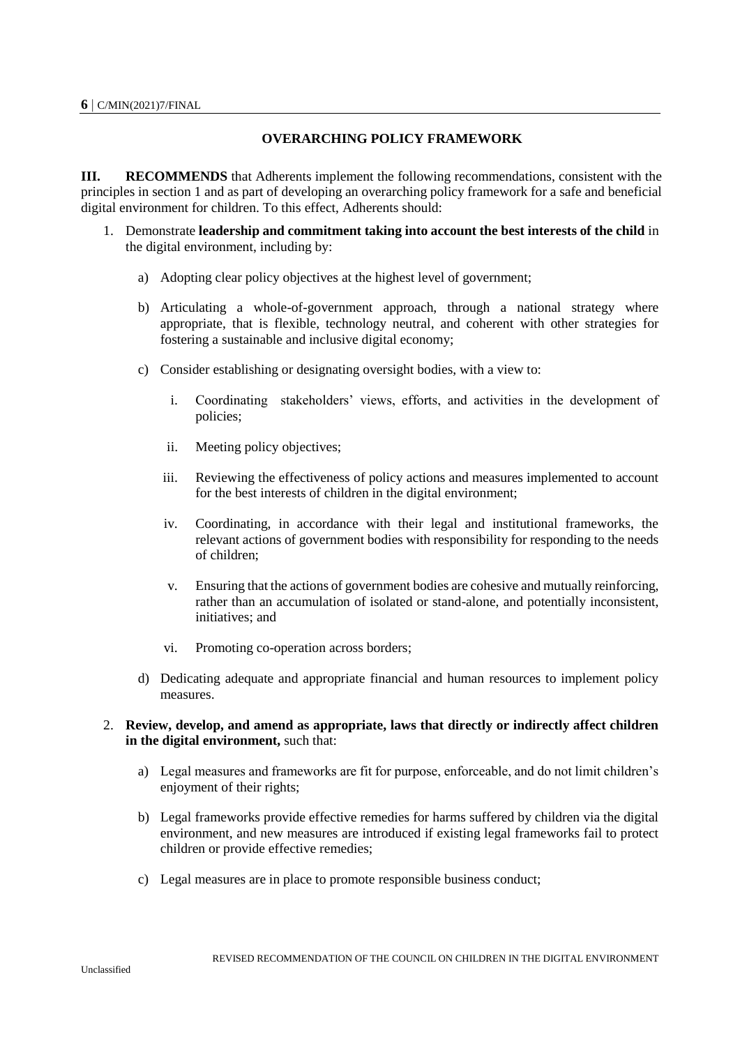## OVERARCHING POLICY FRAMEWORK

**III. RECOMMENDS** that Adherents implement the following recommendations, consistent with the principles in section 1 and as part of developing an overarching policy framework for a safe and beneficial digital environment for children. To this effect, Adherents should:

1. Demonstrate **leadership and commitment taking into account the best interests of the child** in the digital environment, including by:
    a) Adopting clear policy objectives at the highest level of government;
    b) Articulating a whole-of-government approach, through a national strategy where appropriate, that is flexible, technology neutral, and coherent with other strategies for fostering a sustainable and inclusive digital economy;
    c) Consider establishing or designating oversight bodies, with a view to:
        i. Coordinating stakeholders' views, efforts, and activities in the development of policies;
        ii. Meeting policy objectives;
        iii. Reviewing the effectiveness of policy actions and measures implemented to account for the best interests of children in the digital environment;
        iv. Coordinating, in accordance with their legal and institutional frameworks, the relevant actions of government bodies with responsibility for responding to the needs of children;
        v. Ensuring that the actions of government bodies are cohesive and mutually reinforcing, rather than an accumulation of isolated or stand-alone, and potentially inconsistent, initiatives; and
        vi. Promoting co-operation across borders;
    d) Dedicating adequate and appropriate financial and human resources to implement policy measures.
2. **Review, develop, and amend as appropriate, laws that directly or indirectly affect children in the digital environment,** such that:
    a) Legal measures and frameworks are fit for purpose, enforceable, and do not limit children's enjoyment of their rights;
    b) Legal frameworks provide effective remedies for harms suffered by children via the digital environment, and new measures are introduced if existing legal frameworks fail to protect children or provide effective remedies;
    c) Legal measures are in place to promote responsible business conduct;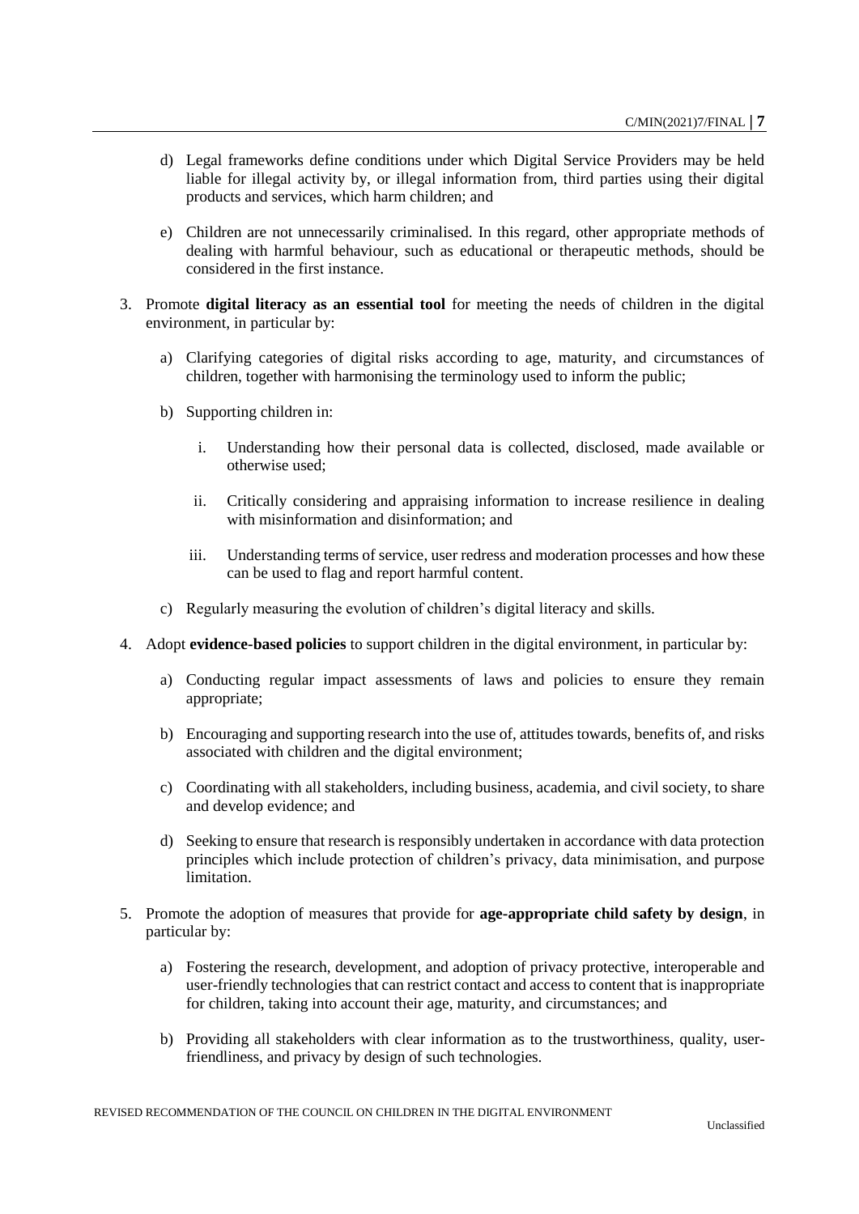d) Legal frameworks define conditions under which Digital Service Providers may be held liable for illegal activity by, or illegal information from, third parties using their digital products and services, which harm children; and

e) Children are not unnecessarily criminalised. In this regard, other appropriate methods of dealing with harmful behaviour, such as educational or therapeutic methods, should be considered in the first instance.

3. Promote **digital literacy as an essential tool** for meeting the needs of children in the digital environment, in particular by:

   a) Clarifying categories of digital risks according to age, maturity, and circumstances of children, together with harmonising the terminology used to inform the public;

   b) Supporting children in:

      i. Understanding how their personal data is collected, disclosed, made available or otherwise used;

      ii. Critically considering and appraising information to increase resilience in dealing with misinformation and disinformation; and

      iii. Understanding terms of service, user redress and moderation processes and how these can be used to flag and report harmful content.

   c) Regularly measuring the evolution of children's digital literacy and skills.

4. Adopt **evidence-based policies** to support children in the digital environment, in particular by:

   a) Conducting regular impact assessments of laws and policies to ensure they remain appropriate;

   b) Encouraging and supporting research into the use of, attitudes towards, benefits of, and risks associated with children and the digital environment;

   c) Coordinating with all stakeholders, including business, academia, and civil society, to share and develop evidence; and

   d) Seeking to ensure that research is responsibly undertaken in accordance with data protection principles which include protection of children's privacy, data minimisation, and purpose limitation.

5. Promote the adoption of measures that provide for **age-appropriate child safety by design**, in particular by:

   a) Fostering the research, development, and adoption of privacy protective, interoperable and user-friendly technologies that can restrict contact and access to content that is inappropriate for children, taking into account their age, maturity, and circumstances; and

   b) Providing all stakeholders with clear information as to the trustworthiness, quality, user-friendliness, and privacy by design of such technologies.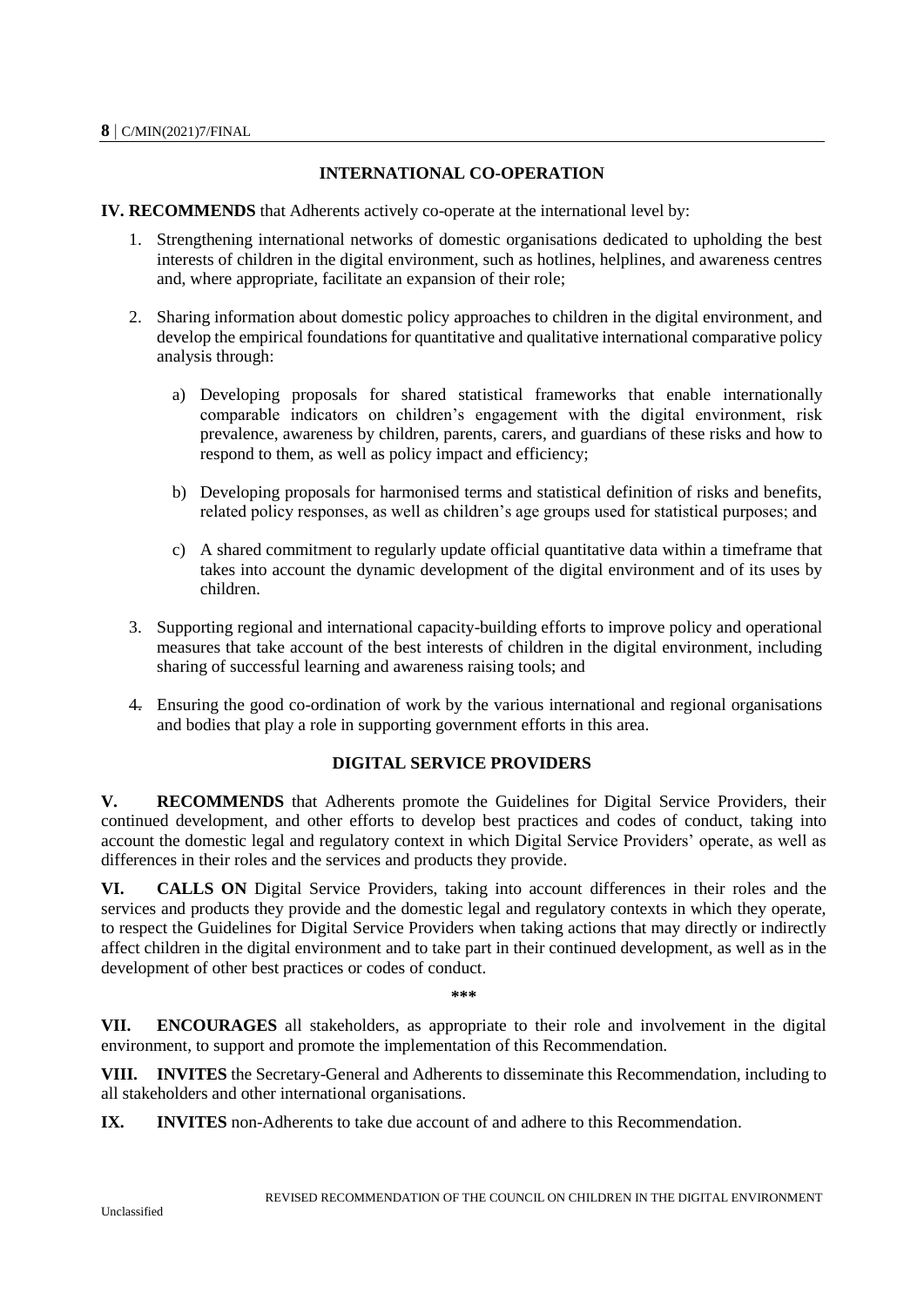## INTERNATIONAL CO-OPERATION

**IV. RECOMMENDS** that Adherents actively co-operate at the international level by:

1. Strengthening international networks of domestic organisations dedicated to upholding the best interests of children in the digital environment, such as hotlines, helplines, and awareness centres and, where appropriate, facilitate an expansion of their role;

2. Sharing information about domestic policy approaches to children in the digital environment, and develop the empirical foundations for quantitative and qualitative international comparative policy analysis through:

   a) Developing proposals for shared statistical frameworks that enable internationally comparable indicators on children's engagement with the digital environment, risk prevalence, awareness by children, parents, carers, and guardians of these risks and how to respond to them, as well as policy impact and efficiency;

   b) Developing proposals for harmonised terms and statistical definition of risks and benefits, related policy responses, as well as children's age groups used for statistical purposes; and

   c) A shared commitment to regularly update official quantitative data within a timeframe that takes into account the dynamic development of the digital environment and of its uses by children.

3. Supporting regional and international capacity-building efforts to improve policy and operational measures that take account of the best interests of children in the digital environment, including sharing of successful learning and awareness raising tools; and

4. Ensuring the good co-ordination of work by the various international and regional organisations and bodies that play a role in supporting government efforts in this area.

## DIGITAL SERVICE PROVIDERS

**V. RECOMMENDS** that Adherents promote the Guidelines for Digital Service Providers, their continued development, and other efforts to develop best practices and codes of conduct, taking into account the domestic legal and regulatory context in which Digital Service Providers' operate, as well as differences in their roles and the services and products they provide.

**VI. CALLS ON** Digital Service Providers, taking into account differences in their roles and the services and products they provide and the domestic legal and regulatory contexts in which they operate, to respect the Guidelines for Digital Service Providers when taking actions that may directly or indirectly affect children in the digital environment and to take part in their continued development, as well as in the development of other best practices or codes of conduct.

\*\*\*

**VII. ENCOURAGES** all stakeholders, as appropriate to their role and involvement in the digital environment, to support and promote the implementation of this Recommendation.

**VIII. INVITES** the Secretary-General and Adherents to disseminate this Recommendation, including to all stakeholders and other international organisations.

**IX. INVITES** non-Adherents to take due account of and adhere to this Recommendation.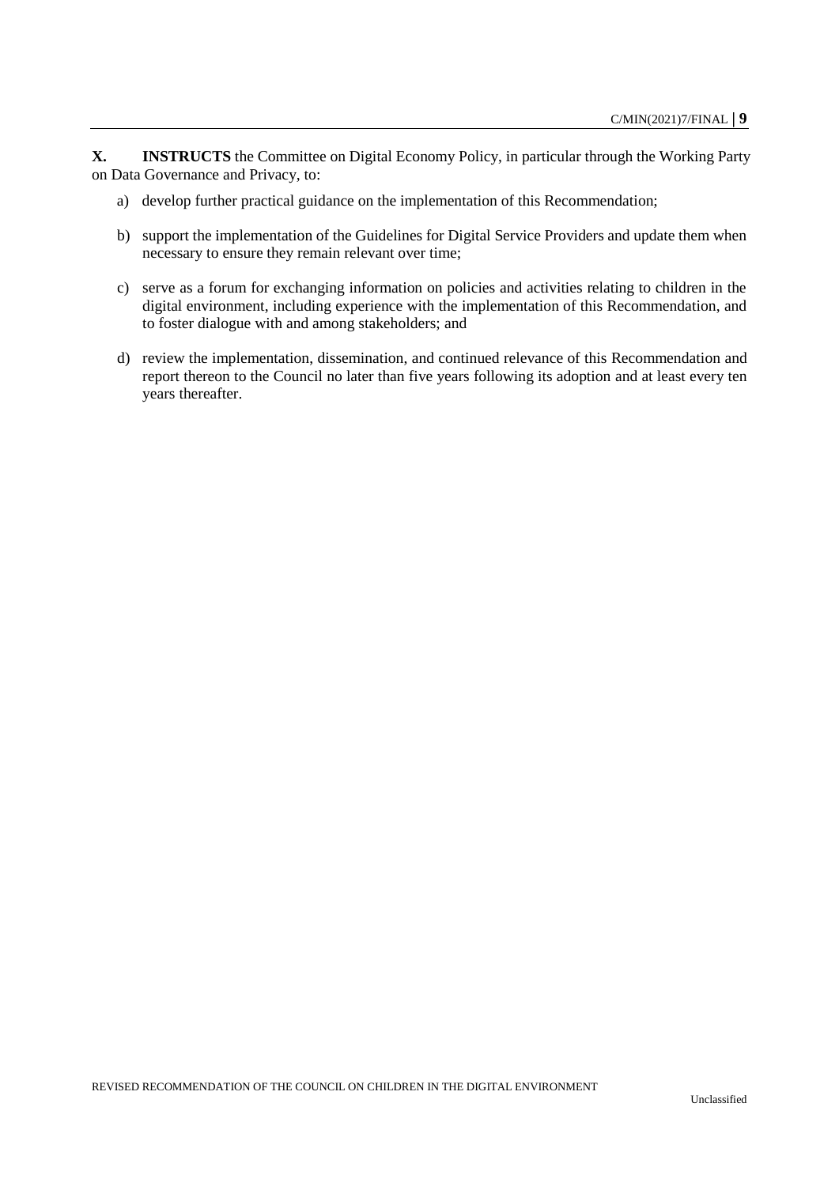**X. INSTRUCTS** the Committee on Digital Economy Policy, in particular through the Working Party on Data Governance and Privacy, to:

a) develop further practical guidance on the implementation of this Recommendation;

b) support the implementation of the Guidelines for Digital Service Providers and update them when necessary to ensure they remain relevant over time;

c) serve as a forum for exchanging information on policies and activities relating to children in the digital environment, including experience with the implementation of this Recommendation, and to foster dialogue with and among stakeholders; and

d) review the implementation, dissemination, and continued relevance of this Recommendation and report thereon to the Council no later than five years following its adoption and at least every ten years thereafter.